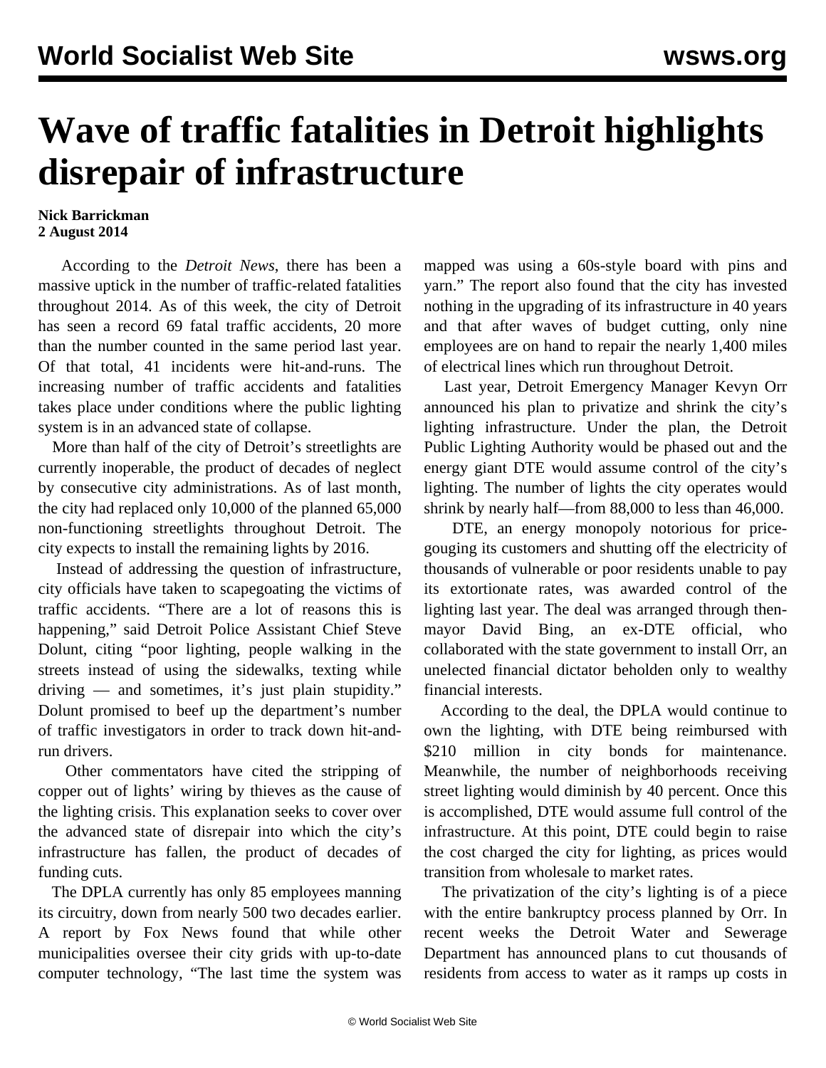# Wave of traffic fatalities in Detroit highlights disrepair of infrastructure

**Nick Barrickman**
**2 August 2014**

According to the *Detroit News*, there has been a massive uptick in the number of traffic-related fatalities throughout 2014. As of this week, the city of Detroit has seen a record 69 fatal traffic accidents, 20 more than the number counted in the same period last year. Of that total, 41 incidents were hit-and-runs. The increasing number of traffic accidents and fatalities takes place under conditions where the public lighting system is in an advanced state of collapse.

More than half of the city of Detroit's streetlights are currently inoperable, the product of decades of neglect by consecutive city administrations. As of last month, the city had replaced only 10,000 of the planned 65,000 non-functioning streetlights throughout Detroit. The city expects to install the remaining lights by 2016.

Instead of addressing the question of infrastructure, city officials have taken to scapegoating the victims of traffic accidents. "There are a lot of reasons this is happening," said Detroit Police Assistant Chief Steve Dolunt, citing "poor lighting, people walking in the streets instead of using the sidewalks, texting while driving — and sometimes, it's just plain stupidity." Dolunt promised to beef up the department's number of traffic investigators in order to track down hit-and-run drivers.

Other commentators have cited the stripping of copper out of lights' wiring by thieves as the cause of the lighting crisis. This explanation seeks to cover over the advanced state of disrepair into which the city's infrastructure has fallen, the product of decades of funding cuts.

The DPLA currently has only 85 employees manning its circuitry, down from nearly 500 two decades earlier. A report by Fox News found that while other municipalities oversee their city grids with up-to-date computer technology, "The last time the system was mapped was using a 60s-style board with pins and yarn." The report also found that the city has invested nothing in the upgrading of its infrastructure in 40 years and that after waves of budget cutting, only nine employees are on hand to repair the nearly 1,400 miles of electrical lines which run throughout Detroit.

Last year, Detroit Emergency Manager Kevyn Orr announced his plan to privatize and shrink the city's lighting infrastructure. Under the plan, the Detroit Public Lighting Authority would be phased out and the energy giant DTE would assume control of the city's lighting. The number of lights the city operates would shrink by nearly half—from 88,000 to less than 46,000.

DTE, an energy monopoly notorious for price-gouging its customers and shutting off the electricity of thousands of vulnerable or poor residents unable to pay its extortionate rates, was awarded control of the lighting last year. The deal was arranged through then-mayor David Bing, an ex-DTE official, who collaborated with the state government to install Orr, an unelected financial dictator beholden only to wealthy financial interests.

According to the deal, the DPLA would continue to own the lighting, with DTE being reimbursed with $210 million in city bonds for maintenance. Meanwhile, the number of neighborhoods receiving street lighting would diminish by 40 percent. Once this is accomplished, DTE would assume full control of the infrastructure. At this point, DTE could begin to raise the cost charged the city for lighting, as prices would transition from wholesale to market rates.

The privatization of the city's lighting is of a piece with the entire bankruptcy process planned by Orr. In recent weeks the Detroit Water and Sewerage Department has announced plans to cut thousands of residents from access to water as it ramps up costs in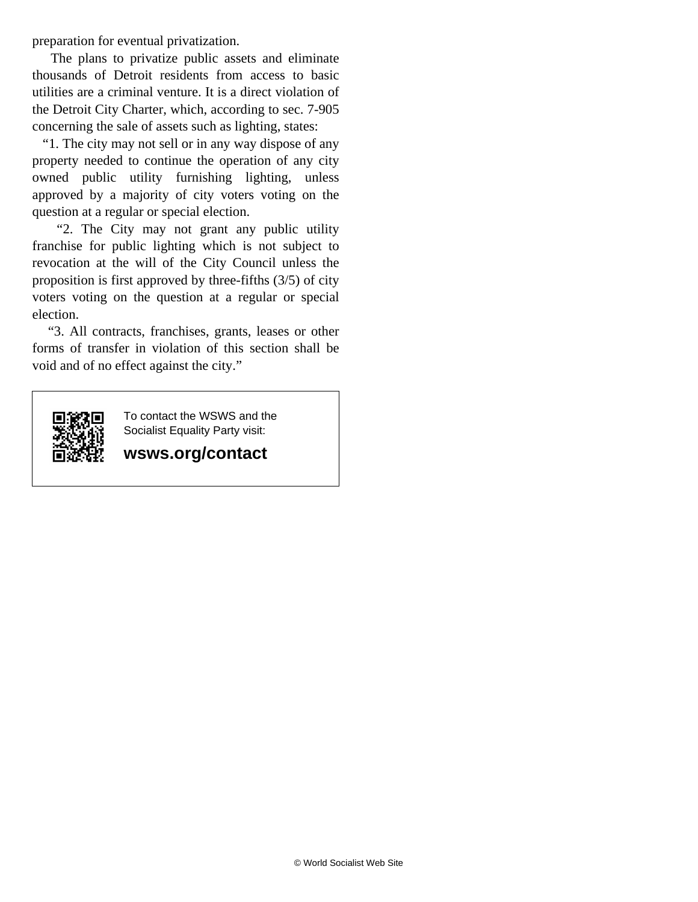preparation for eventual privatization.

The plans to privatize public assets and eliminate thousands of Detroit residents from access to basic utilities are a criminal venture. It is a direct violation of the Detroit City Charter, which, according to sec. 7-905 concerning the sale of assets such as lighting, states:

"1. The city may not sell or in any way dispose of any property needed to continue the operation of any city owned public utility furnishing lighting, unless approved by a majority of city voters voting on the question at a regular or special election.

"2. The City may not grant any public utility franchise for public lighting which is not subject to revocation at the will of the City Council unless the proposition is first approved by three-fifths (3/5) of city voters voting on the question at a regular or special election.

"3. All contracts, franchises, grants, leases or other forms of transfer in violation of this section shall be void and of no effect against the city."

To contact the WSWS and the Socialist Equality Party visit:

**wsws.org/contact**